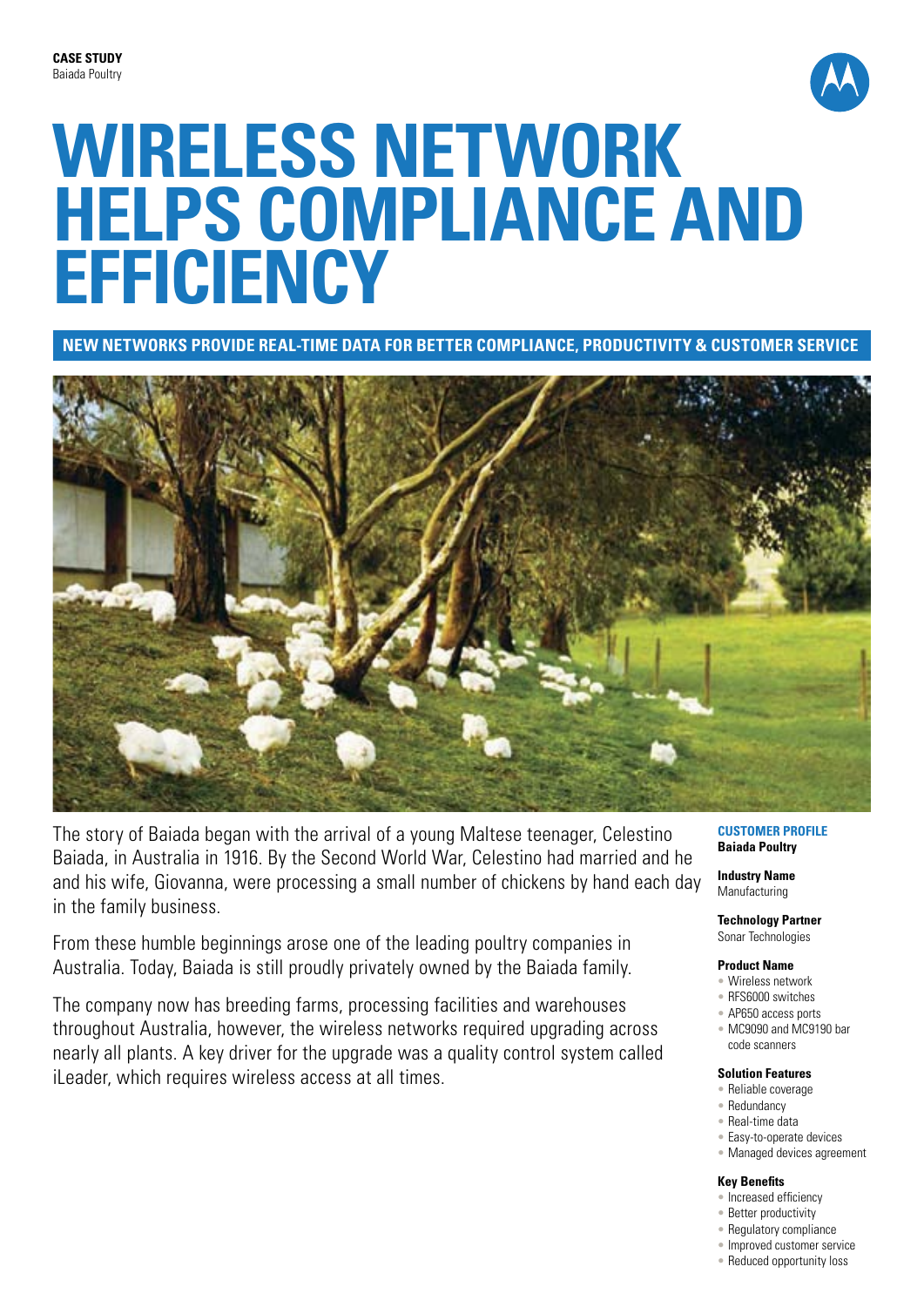**CASE STUDY**
Baiada Poultry

# WIRELESS NETWORK HELPS COMPLIANCE AND EFFICIENCY

## NEW NETWORKS PROVIDE REAL-TIME DATA FOR BETTER COMPLIANCE, PRODUCTIVITY & CUSTOMER SERVICE

The story of Baiada began with the arrival of a young Maltese teenager, Celestino Baiada, in Australia in 1916. By the Second World War, Celestino had married and he and his wife, Giovanna, were processing a small number of chickens by hand each day in the family business.

From these humble beginnings arose one of the leading poultry companies in Australia. Today, Baiada is still proudly privately owned by the Baiada family.

The company now has breeding farms, processing facilities and warehouses throughout Australia, however, the wireless networks required upgrading across nearly all plants. A key driver for the upgrade was a quality control system called iLeader, which requires wireless access at all times.

### CUSTOMER PROFILE
**Baiada Poultry**

**Industry Name**
Manufacturing

**Technology Partner**
Sonar Technologies

**Product Name**
- Wireless network
- RFS6000 switches
- AP650 access ports
- MC9090 and MC9190 bar code scanners

**Solution Features**
- Reliable coverage
- Redundancy
- Real-time data
- Easy-to-operate devices
- Managed devices agreement

**Key Benefits**
- Increased efficiency
- Better productivity
- Regulatory compliance
- Improved customer service
- Reduced opportunity loss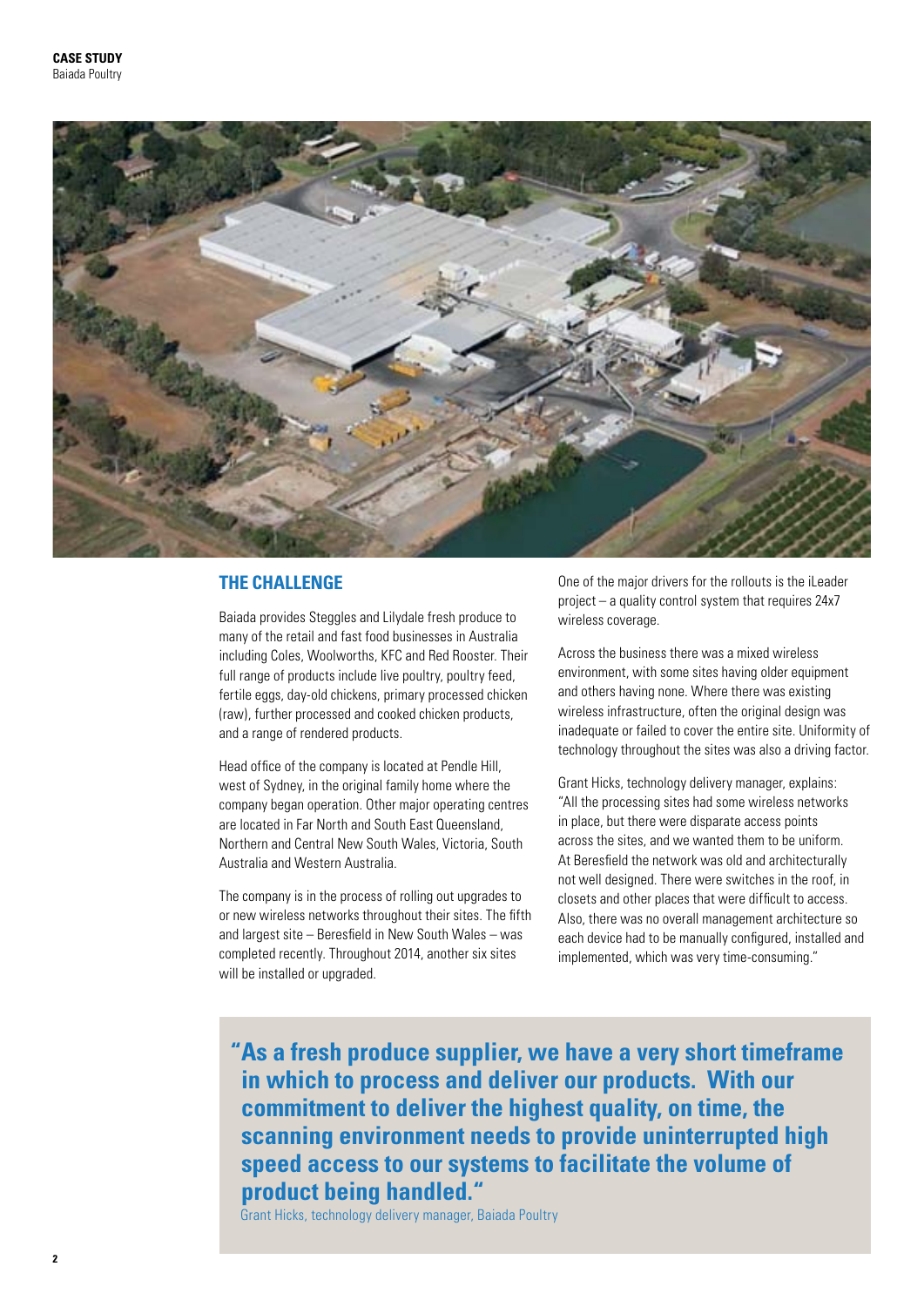## THE CHALLENGE

Baiada provides Steggles and Lilydale fresh produce to many of the retail and fast food businesses in Australia including Coles, Woolworths, KFC and Red Rooster. Their full range of products include live poultry, poultry feed, fertile eggs, day-old chickens, primary processed chicken (raw), further processed and cooked chicken products, and a range of rendered products.

Head office of the company is located at Pendle Hill, west of Sydney, in the original family home where the company began operation. Other major operating centres are located in Far North and South East Queensland, Northern and Central New South Wales, Victoria, South Australia and Western Australia.

The company is in the process of rolling out upgrades to or new wireless networks throughout their sites. The fifth and largest site – Beresfield in New South Wales – was completed recently. Throughout 2014, another six sites will be installed or upgraded.

One of the major drivers for the rollouts is the iLeader project – a quality control system that requires 24x7 wireless coverage.

Across the business there was a mixed wireless environment, with some sites having older equipment and others having none. Where there was existing wireless infrastructure, often the original design was inadequate or failed to cover the entire site. Uniformity of technology throughout the sites was also a driving factor.

Grant Hicks, technology delivery manager, explains: "All the processing sites had some wireless networks in place, but there were disparate access points across the sites, and we wanted them to be uniform. At Beresfield the network was old and architecturally not well designed. There were switches in the roof, in closets and other places that were difficult to access. Also, there was no overall management architecture so each device had to be manually configured, installed and implemented, which was very time-consuming."

**"As a fresh produce supplier, we have a very short timeframe in which to process and deliver our products. With our commitment to deliver the highest quality, on time, the scanning environment needs to provide uninterrupted high speed access to our systems to facilitate the volume of product being handled."**

Grant Hicks, technology delivery manager, Baiada Poultry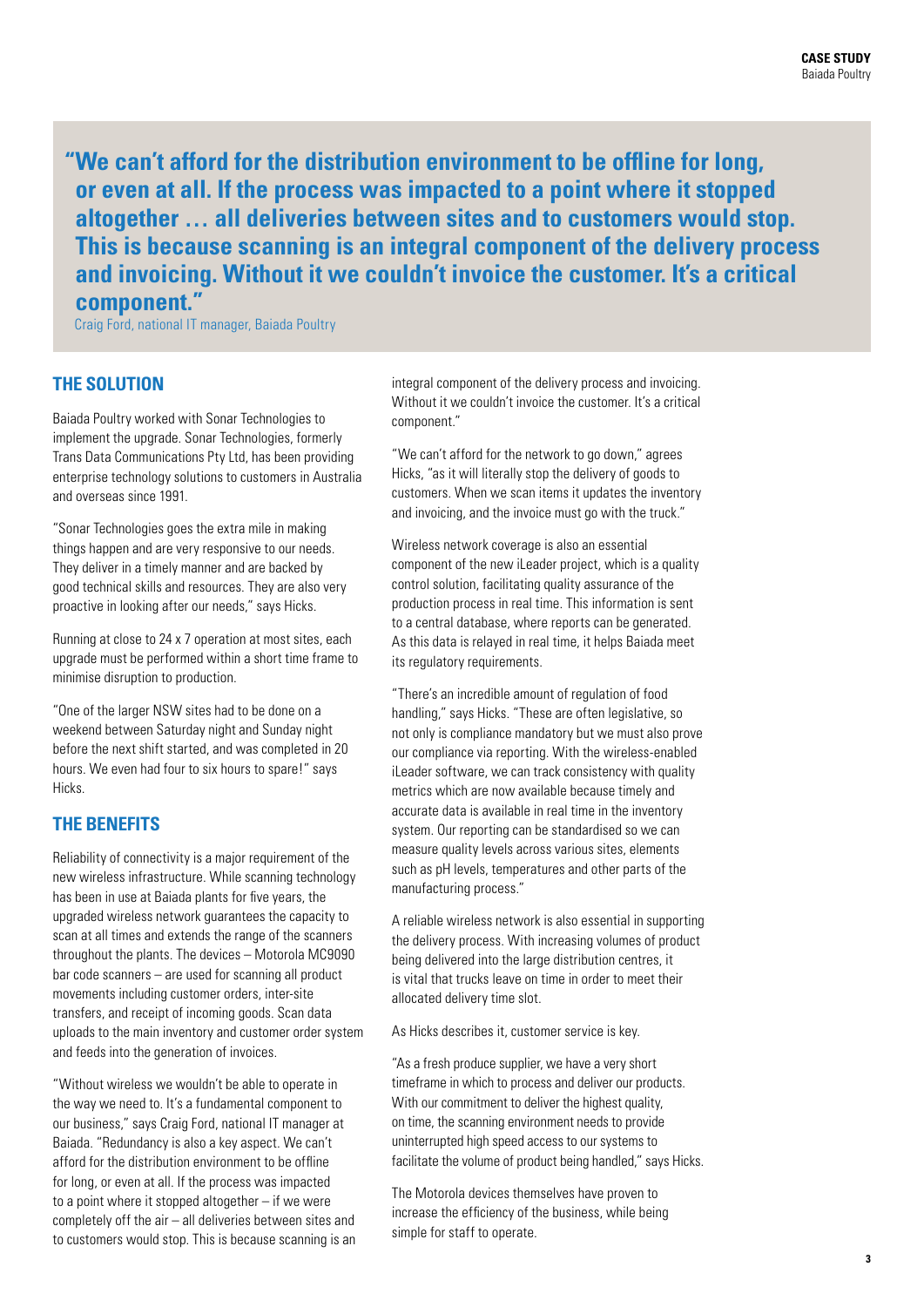> **"We can't afford for the distribution environment to be offline for long, or even at all. If the process was impacted to a point where it stopped altogether … all deliveries between sites and to customers would stop. This is because scanning is an integral component of the delivery process and invoicing. Without it we couldn't invoice the customer. It's a critical component."**
>
> Craig Ford, national IT manager, Baiada Poultry

## THE SOLUTION

Baiada Poultry worked with Sonar Technologies to implement the upgrade. Sonar Technologies, formerly Trans Data Communications Pty Ltd, has been providing enterprise technology solutions to customers in Australia and overseas since 1991.

"Sonar Technologies goes the extra mile in making things happen and are very responsive to our needs. They deliver in a timely manner and are backed by good technical skills and resources. They are also very proactive in looking after our needs," says Hicks.

Running at close to 24 x 7 operation at most sites, each upgrade must be performed within a short time frame to minimise disruption to production.

"One of the larger NSW sites had to be done on a weekend between Saturday night and Sunday night before the next shift started, and was completed in 20 hours. We even had four to six hours to spare!" says Hicks.

## THE BENEFITS

Reliability of connectivity is a major requirement of the new wireless infrastructure. While scanning technology has been in use at Baiada plants for five years, the upgraded wireless network guarantees the capacity to scan at all times and extends the range of the scanners throughout the plants. The devices – Motorola MC9090 bar code scanners – are used for scanning all product movements including customer orders, inter-site transfers, and receipt of incoming goods. Scan data uploads to the main inventory and customer order system and feeds into the generation of invoices.

"Without wireless we wouldn't be able to operate in the way we need to. It's a fundamental component to our business," says Craig Ford, national IT manager at Baiada. "Redundancy is also a key aspect. We can't afford for the distribution environment to be offline for long, or even at all. If the process was impacted to a point where it stopped altogether – if we were completely off the air – all deliveries between sites and to customers would stop. This is because scanning is an integral component of the delivery process and invoicing. Without it we couldn't invoice the customer. It's a critical component."

"We can't afford for the network to go down," agrees Hicks, "as it will literally stop the delivery of goods to customers. When we scan items it updates the inventory and invoicing, and the invoice must go with the truck."

Wireless network coverage is also an essential component of the new iLeader project, which is a quality control solution, facilitating quality assurance of the production process in real time. This information is sent to a central database, where reports can be generated. As this data is relayed in real time, it helps Baiada meet its regulatory requirements.

"There's an incredible amount of regulation of food handling," says Hicks. "These are often legislative, so not only is compliance mandatory but we must also prove our compliance via reporting. With the wireless-enabled iLeader software, we can track consistency with quality metrics which are now available because timely and accurate data is available in real time in the inventory system. Our reporting can be standardised so we can measure quality levels across various sites, elements such as pH levels, temperatures and other parts of the manufacturing process."

A reliable wireless network is also essential in supporting the delivery process. With increasing volumes of product being delivered into the large distribution centres, it is vital that trucks leave on time in order to meet their allocated delivery time slot.

As Hicks describes it, customer service is key.

"As a fresh produce supplier, we have a very short timeframe in which to process and deliver our products. With our commitment to deliver the highest quality, on time, the scanning environment needs to provide uninterrupted high speed access to our systems to facilitate the volume of product being handled," says Hicks.

The Motorola devices themselves have proven to increase the efficiency of the business, while being simple for staff to operate.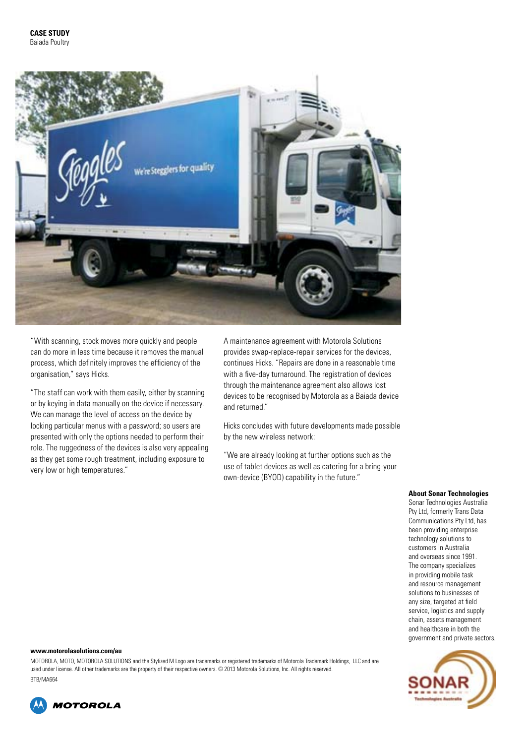"With scanning, stock moves more quickly and people can do more in less time because it removes the manual process, which definitely improves the efficiency of the organisation," says Hicks.

"The staff can work with them easily, either by scanning or by keying in data manually on the device if necessary. We can manage the level of access on the device by locking particular menus with a password; so users are presented with only the options needed to perform their role. The ruggedness of the devices is also very appealing as they get some rough treatment, including exposure to very low or high temperatures."

A maintenance agreement with Motorola Solutions provides swap-replace-repair services for the devices, continues Hicks. "Repairs are done in a reasonable time with a five-day turnaround. The registration of devices through the maintenance agreement also allows lost devices to be recognised by Motorola as a Baiada device and returned."

Hicks concludes with future developments made possible by the new wireless network:

"We are already looking at further options such as the use of tablet devices as well as catering for a bring-your-own-device (BYOD) capability in the future."

**About Sonar Technologies**

Sonar Technologies Australia Pty Ltd, formerly Trans Data Communications Pty Ltd, has been providing enterprise technology solutions to customers in Australia and overseas since 1991. The company specializes in providing mobile task and resource management solutions to businesses of any size, targeted at field service, logistics and supply chain, assets management and healthcare in both the government and private sectors.

**www.motorolasolutions.com/au**

MOTOROLA, MOTO, MOTOROLA SOLUTIONS and the Stylized M Logo are trademarks or registered trademarks of Motorola Trademark Holdings, LLC and are used under license. All other trademarks are the property of their respective owners. © 2013 Motorola Solutions, Inc. All rights reserved.

BTB/MA664